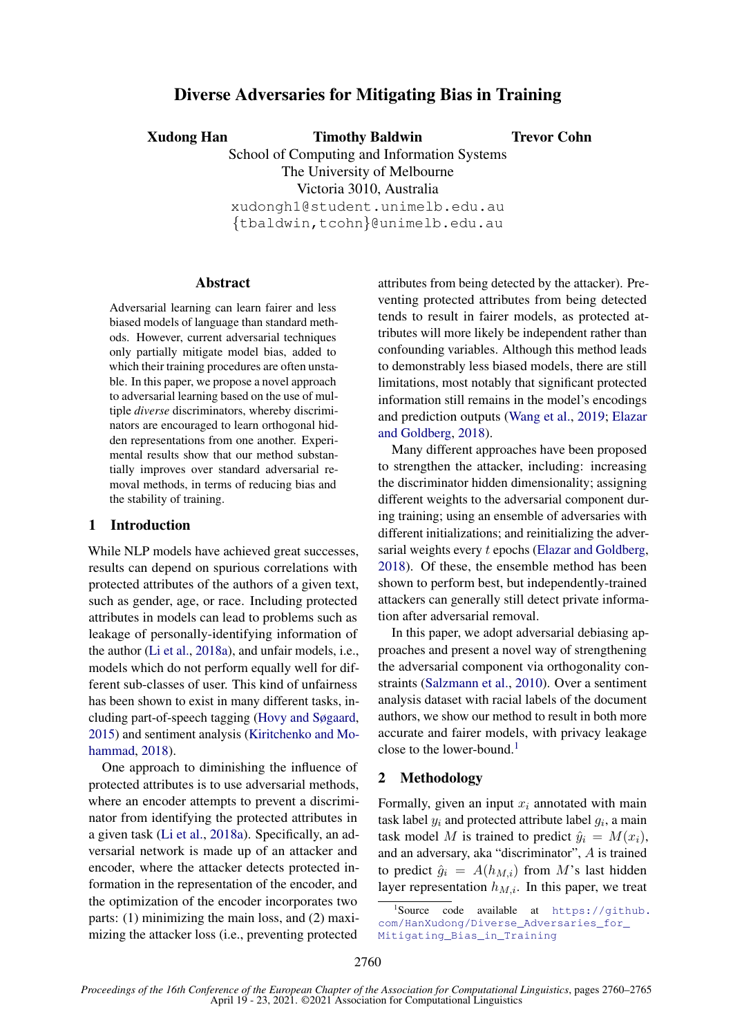# Diverse Adversaries for Mitigating Bias in Training

**Xudong Han** **Timothy Baldwin** **Trevor Cohn**

School of Computing and Information Systems
The University of Melbourne
Victoria 3010, Australia

xudongh1@student.unimelb.edu.au
{tbaldwin,tcohn}@unimelb.edu.au

## Abstract

Adversarial learning can learn fairer and less biased models of language than standard methods. However, current adversarial techniques only partially mitigate model bias, added to which their training procedures are often unstable. In this paper, we propose a novel approach to adversarial learning based on the use of multiple *diverse* discriminators, whereby discriminators are encouraged to learn orthogonal hidden representations from one another. Experimental results show that our method substantially improves over standard adversarial removal methods, in terms of reducing bias and the stability of training.

## 1 Introduction

While NLP models have achieved great successes, results can depend on spurious correlations with protected attributes of the authors of a given text, such as gender, age, or race. Including protected attributes in models can lead to problems such as leakage of personally-identifying information of the author (Li et al., 2018a), and unfair models, i.e., models which do not perform equally well for different sub-classes of user. This kind of unfairness has been shown to exist in many different tasks, including part-of-speech tagging (Hovy and Søgaard, 2015) and sentiment analysis (Kiritchenko and Mohammad, 2018).

One approach to diminishing the influence of protected attributes is to use adversarial methods, where an encoder attempts to prevent a discriminator from identifying the protected attributes in a given task (Li et al., 2018a). Specifically, an adversarial network is made up of an attacker and encoder, where the attacker detects protected information in the representation of the encoder, and the optimization of the encoder incorporates two parts: (1) minimizing the main loss, and (2) maximizing the attacker loss (i.e., preventing protected attributes from being detected by the attacker). Preventing protected attributes from being detected tends to result in fairer models, as protected attributes will more likely be independent rather than confounding variables. Although this method leads to demonstrably less biased models, there are still limitations, most notably that significant protected information still remains in the model's encodings and prediction outputs (Wang et al., 2019; Elazar and Goldberg, 2018).

Many different approaches have been proposed to strengthen the attacker, including: increasing the discriminator hidden dimensionality; assigning different weights to the adversarial component during training; using an ensemble of adversaries with different initializations; and reinitializing the adversarial weights every $t$ epochs (Elazar and Goldberg, 2018). Of these, the ensemble method has been shown to perform best, but independently-trained attackers can generally still detect private information after adversarial removal.

In this paper, we adopt adversarial debiasing approaches and present a novel way of strengthening the adversarial component via orthogonality constraints (Salzmann et al., 2010). Over a sentiment analysis dataset with racial labels of the document authors, we show our method to result in both more accurate and fairer models, with privacy leakage close to the lower-bound.[1]

## 2 Methodology

Formally, given an input $x_i$ annotated with main task label $y_i$ and protected attribute label $g_i$, a main task model $M$ is trained to predict $\hat{y}_i = M(x_i)$, and an adversary, aka "discriminator", $A$ is trained to predict $\hat{g}_i = A(h_{M,i})$ from $M$'s last hidden layer representation $h_{M,i}$. In this paper, we treat

[1] Source code available at https://github.com/HanXudong/Diverse_Adversaries_for_Mitigating_Bias_in_Training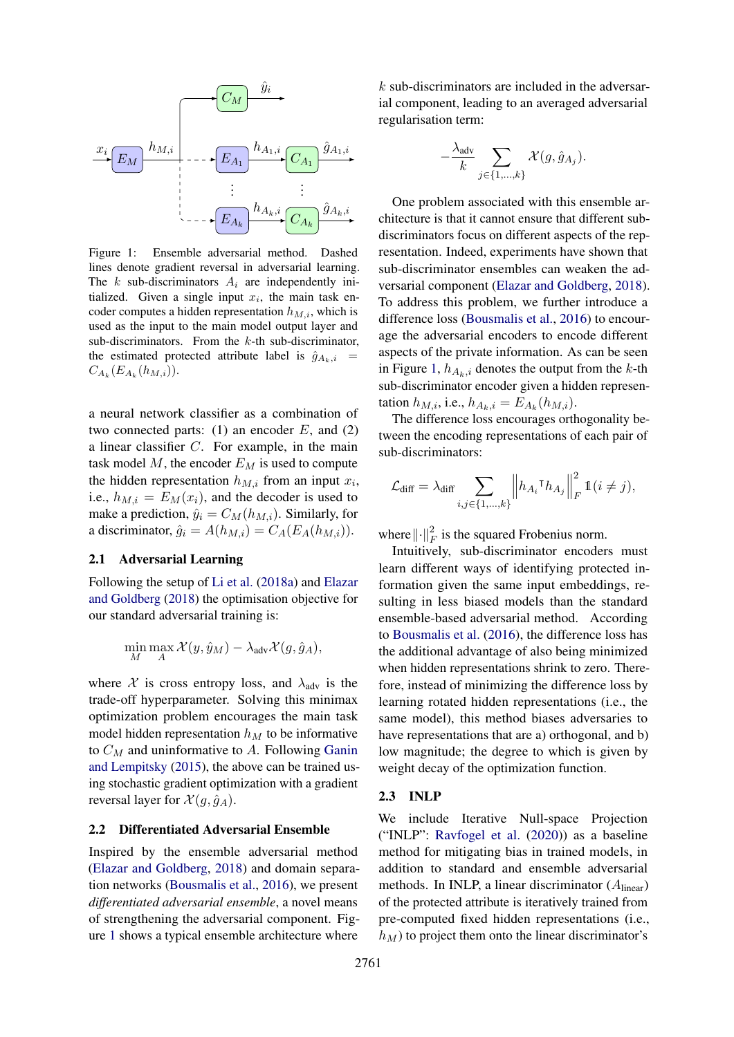Figure 1: Ensemble adversarial method. Dashed lines denote gradient reversal in adversarial learning. The $k$ sub-discriminators $A_i$ are independently initialized. Given a single input $x_i$, the main task encoder computes a hidden representation $h_{M,i}$, which is used as the input to the main model output layer and sub-discriminators. From the $k$-th sub-discriminator, the estimated protected attribute label is $\hat{g}_{A_k,i} = C_{A_k}(E_{A_k}(h_{M,i}))$.

a neural network classifier as a combination of two connected parts: (1) an encoder $E$, and (2) a linear classifier $C$. For example, in the main task model $M$, the encoder $E_M$ is used to compute the hidden representation $h_{M,i}$ from an input $x_i$, i.e., $h_{M,i} = E_M(x_i)$, and the decoder is used to make a prediction, $\hat{y}_i = C_M(h_{M,i})$. Similarly, for a discriminator, $\hat{g}_i = A(h_{M,i}) = C_A(E_A(h_{M,i}))$.

## 2.1 Adversarial Learning

Following the setup of Li et al. (2018a) and Elazar and Goldberg (2018) the optimisation objective for our standard adversarial training is:

$$\min_M \max_A \mathcal{X}(y, \hat{y}_M) - \lambda_{\text{adv}} \mathcal{X}(g, \hat{g}_A),$$

where $\mathcal{X}$ is cross entropy loss, and $\lambda_{\text{adv}}$ is the trade-off hyperparameter. Solving this minimax optimization problem encourages the main task model hidden representation $h_M$ to be informative to $C_M$ and uninformative to $A$. Following Ganin and Lempitsky (2015), the above can be trained using stochastic gradient optimization with a gradient reversal layer for $\mathcal{X}(g, \hat{g}_A)$.

## 2.2 Differentiated Adversarial Ensemble

Inspired by the ensemble adversarial method (Elazar and Goldberg, 2018) and domain separation networks (Bousmalis et al., 2016), we present *differentiated adversarial ensemble*, a novel means of strengthening the adversarial component. Figure 1 shows a typical ensemble architecture where $k$ sub-discriminators are included in the adversarial component, leading to an averaged adversarial regularisation term:

$$-\frac{\lambda_{\text{adv}}}{k} \sum_{j \in \{1,\ldots,k\}} \mathcal{X}(g, \hat{g}_{A_j}).$$

One problem associated with this ensemble architecture is that it cannot ensure that different sub-discriminators focus on different aspects of the representation. Indeed, experiments have shown that sub-discriminator ensembles can weaken the adversarial component (Elazar and Goldberg, 2018). To address this problem, we further introduce a difference loss (Bousmalis et al., 2016) to encourage the adversarial encoders to encode different aspects of the private information. As can be seen in Figure 1, $h_{A_k,i}$ denotes the output from the $k$-th sub-discriminator encoder given a hidden representation $h_{M,i}$, i.e., $h_{A_k,i} = E_{A_k}(h_{M,i})$.

The difference loss encourages orthogonality between the encoding representations of each pair of sub-discriminators:

$$\mathcal{L}_{\text{diff}} = \lambda_{\text{diff}} \sum_{i,j \in \{1,\ldots,k\}} \left\| h_{A_i}{}^{\intercal} h_{A_j} \right\|_F^2 \mathbb{1}(i \neq j),$$

where $\|\cdot\|_F^2$ is the squared Frobenius norm.

Intuitively, sub-discriminator encoders must learn different ways of identifying protected information given the same input embeddings, resulting in less biased models than the standard ensemble-based adversarial method. According to Bousmalis et al. (2016), the difference loss has the additional advantage of also being minimized when hidden representations shrink to zero. Therefore, instead of minimizing the difference loss by learning rotated hidden representations (i.e., the same model), this method biases adversaries to have representations that are a) orthogonal, and b) low magnitude; the degree to which is given by weight decay of the optimization function.

## 2.3 INLP

We include Iterative Null-space Projection ("INLP": Ravfogel et al. (2020)) as a baseline method for mitigating bias in trained models, in addition to standard and ensemble adversarial methods. In INLP, a linear discriminator ($A_{\text{linear}}$) of the protected attribute is iteratively trained from pre-computed fixed hidden representations (i.e., $h_M$) to project them onto the linear discriminator's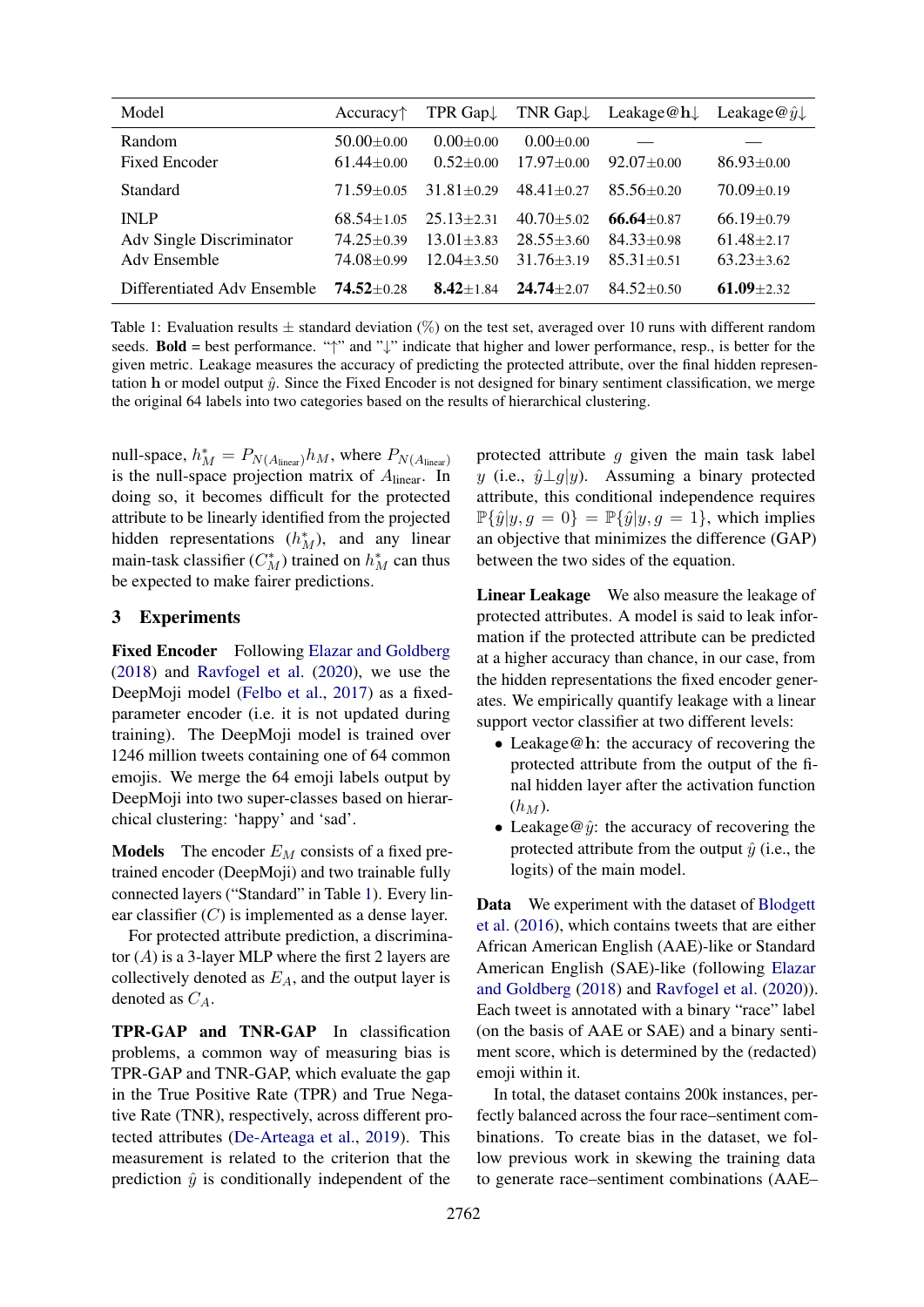| Model | Accuracy↑ | TPR Gap↓ | TNR Gap↓ | Leakage@**h**↓ | Leakage@$\hat{y}$↓ |
| --- | --- | --- | --- | --- | --- |
| Random | 50.00±0.00 | 0.00±0.00 | 0.00±0.00 | — | — |
| Fixed Encoder | 61.44±0.00 | 0.52±0.00 | 17.97±0.00 | 92.07±0.00 | 86.93±0.00 |
| Standard | 71.59±0.05 | 31.81±0.29 | 48.41±0.27 | 85.56±0.20 | 70.09±0.19 |
| INLP | 68.54±1.05 | 25.13±2.31 | 40.70±5.02 | **66.64**±0.87 | 66.19±0.79 |
| Adv Single Discriminator | 74.25±0.39 | 13.01±3.83 | 28.55±3.60 | 84.33±0.98 | 61.48±2.17 |
| Adv Ensemble | 74.08±0.99 | 12.04±3.50 | 31.76±3.19 | 85.31±0.51 | 63.23±3.62 |
| Differentiated Adv Ensemble | **74.52**±0.28 | **8.42**±1.84 | **24.74**±2.07 | 84.52±0.50 | **61.09**±2.32 |

Table 1: Evaluation results ± standard deviation (%) on the test set, averaged over 10 runs with different random seeds. **Bold** = best performance. "↑" and "↓" indicate that higher and lower performance, resp., is better for the given metric. Leakage measures the accuracy of predicting the protected attribute, over the final hidden representation **h** or model output $\hat{y}$. Since the Fixed Encoder is not designed for binary sentiment classification, we merge the original 64 labels into two categories based on the results of hierarchical clustering.

null-space, $h^*_M = P_{N(A_{\text{linear}})} h_M$, where $P_{N(A_{\text{linear}})}$ is the null-space projection matrix of $A_{\text{linear}}$. In doing so, it becomes difficult for the protected attribute to be linearly identified from the projected hidden representations ($h^*_M$), and any linear main-task classifier ($C^*_M$) trained on $h^*_M$ can thus be expected to make fairer predictions.

## 3 Experiments

**Fixed Encoder** Following Elazar and Goldberg (2018) and Ravfogel et al. (2020), we use the DeepMoji model (Felbo et al., 2017) as a fixed-parameter encoder (i.e. it is not updated during training). The DeepMoji model is trained over 1246 million tweets containing one of 64 common emojis. We merge the 64 emoji labels output by DeepMoji into two super-classes based on hierarchical clustering: 'happy' and 'sad'.

**Models** The encoder $E_M$ consists of a fixed pre-trained encoder (DeepMoji) and two trainable fully connected layers ("Standard" in Table 1). Every linear classifier ($C$) is implemented as a dense layer.

For protected attribute prediction, a discriminator ($A$) is a 3-layer MLP where the first 2 layers are collectively denoted as $E_A$, and the output layer is denoted as $C_A$.

**TPR-GAP and TNR-GAP** In classification problems, a common way of measuring bias is TPR-GAP and TNR-GAP, which evaluate the gap in the True Positive Rate (TPR) and True Negative Rate (TNR), respectively, across different protected attributes (De-Arteaga et al., 2019). This measurement is related to the criterion that the prediction $\hat{y}$ is conditionally independent of the protected attribute $g$ given the main task label $y$ (i.e., $\hat{y} \perp g | y$). Assuming a binary protected attribute, this conditional independence requires $\mathbb{P}\{\hat{y}|y, g = 0\} = \mathbb{P}\{\hat{y}|y, g = 1\}$, which implies an objective that minimizes the difference (GAP) between the two sides of the equation.

**Linear Leakage** We also measure the leakage of protected attributes. A model is said to leak information if the protected attribute can be predicted at a higher accuracy than chance, in our case, from the hidden representations the fixed encoder generates. We empirically quantify leakage with a linear support vector classifier at two different levels:

- Leakage@**h**: the accuracy of recovering the protected attribute from the output of the final hidden layer after the activation function ($h_M$).
- Leakage@$\hat{y}$: the accuracy of recovering the protected attribute from the output $\hat{y}$ (i.e., the logits) of the main model.

**Data** We experiment with the dataset of Blodgett et al. (2016), which contains tweets that are either African American English (AAE)-like or Standard American English (SAE)-like (following Elazar and Goldberg (2018) and Ravfogel et al. (2020)). Each tweet is annotated with a binary "race" label (on the basis of AAE or SAE) and a binary sentiment score, which is determined by the (redacted) emoji within it.

In total, the dataset contains 200k instances, perfectly balanced across the four race–sentiment combinations. To create bias in the dataset, we follow previous work in skewing the training data to generate race–sentiment combinations (AAE–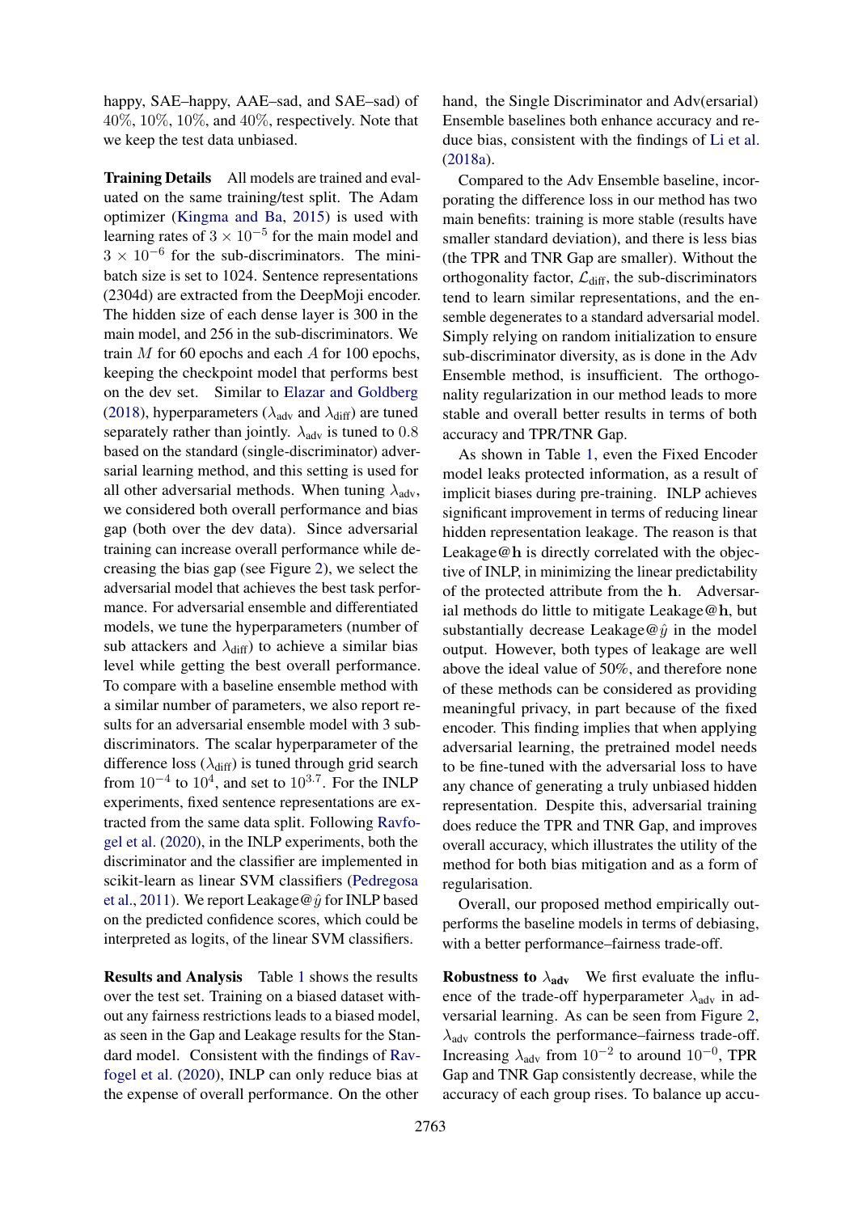happy, SAE–happy, AAE–sad, and SAE–sad) of 40%, 10%, 10%, and 40%, respectively. Note that we keep the test data unbiased.

**Training Details** All models are trained and evaluated on the same training/test split. The Adam optimizer (Kingma and Ba, 2015) is used with learning rates of $3 \times 10^{-5}$ for the main model and $3 \times 10^{-6}$ for the sub-discriminators. The minibatch size is set to 1024. Sentence representations (2304d) are extracted from the DeepMoji encoder. The hidden size of each dense layer is 300 in the main model, and 256 in the sub-discriminators. We train $M$ for 60 epochs and each $A$ for 100 epochs, keeping the checkpoint model that performs best on the dev set. Similar to Elazar and Goldberg (2018), hyperparameters ($\lambda_{\text{adv}}$ and $\lambda_{\text{diff}}$) are tuned separately rather than jointly. $\lambda_{\text{adv}}$ is tuned to 0.8 based on the standard (single-discriminator) adversarial learning method, and this setting is used for all other adversarial methods. When tuning $\lambda_{\text{adv}}$, we considered both overall performance and bias gap (both over the dev data). Since adversarial training can increase overall performance while decreasing the bias gap (see Figure 2), we select the adversarial model that achieves the best task performance. For adversarial ensemble and differentiated models, we tune the hyperparameters (number of sub attackers and $\lambda_{\text{diff}}$) to achieve a similar bias level while getting the best overall performance. To compare with a baseline ensemble method with a similar number of parameters, we also report results for an adversarial ensemble model with 3 sub-discriminators. The scalar hyperparameter of the difference loss ($\lambda_{\text{diff}}$) is tuned through grid search from $10^{-4}$ to $10^{4}$, and set to $10^{3.7}$. For the INLP experiments, fixed sentence representations are extracted from the same data split. Following Ravfogel et al. (2020), in the INLP experiments, both the discriminator and the classifier are implemented in scikit-learn as linear SVM classifiers (Pedregosa et al., 2011). We report Leakage@$\hat{y}$ for INLP based on the predicted confidence scores, which could be interpreted as logits, of the linear SVM classifiers.

**Results and Analysis** Table 1 shows the results over the test set. Training on a biased dataset without any fairness restrictions leads to a biased model, as seen in the Gap and Leakage results for the Standard model. Consistent with the findings of Ravfogel et al. (2020), INLP can only reduce bias at the expense of overall performance. On the other hand, the Single Discriminator and Adv(ersarial) Ensemble baselines both enhance accuracy and reduce bias, consistent with the findings of Li et al. (2018a).

Compared to the Adv Ensemble baseline, incorporating the difference loss in our method has two main benefits: training is more stable (results have smaller standard deviation), and there is less bias (the TPR and TNR Gap are smaller). Without the orthogonality factor, $\mathcal{L}_{\text{diff}}$, the sub-discriminators tend to learn similar representations, and the ensemble degenerates to a standard adversarial model. Simply relying on random initialization to ensure sub-discriminator diversity, as is done in the Adv Ensemble method, is insufficient. The orthogonality regularization in our method leads to more stable and overall better results in terms of both accuracy and TPR/TNR Gap.

As shown in Table 1, even the Fixed Encoder model leaks protected information, as a result of implicit biases during pre-training. INLP achieves significant improvement in terms of reducing linear hidden representation leakage. The reason is that Leakage@$\mathbf{h}$ is directly correlated with the objective of INLP, in minimizing the linear predictability of the protected attribute from the $\mathbf{h}$. Adversarial methods do little to mitigate Leakage@$\mathbf{h}$, but substantially decrease Leakage@$\hat{y}$ in the model output. However, both types of leakage are well above the ideal value of 50%, and therefore none of these methods can be considered as providing meaningful privacy, in part because of the fixed encoder. This finding implies that when applying adversarial learning, the pretrained model needs to be fine-tuned with the adversarial loss to have any chance of generating a truly unbiased hidden representation. Despite this, adversarial training does reduce the TPR and TNR Gap, and improves overall accuracy, which illustrates the utility of the method for both bias mitigation and as a form of regularisation.

Overall, our proposed method empirically outperforms the baseline models in terms of debiasing, with a better performance–fairness trade-off.

**Robustness to $\lambda_{\text{adv}}$** We first evaluate the influence of the trade-off hyperparameter $\lambda_{\text{adv}}$ in adversarial learning. As can be seen from Figure 2, $\lambda_{\text{adv}}$ controls the performance–fairness trade-off. Increasing $\lambda_{\text{adv}}$ from $10^{-2}$ to around $10^{-0}$, TPR Gap and TNR Gap consistently decrease, while the accuracy of each group rises. To balance up accu-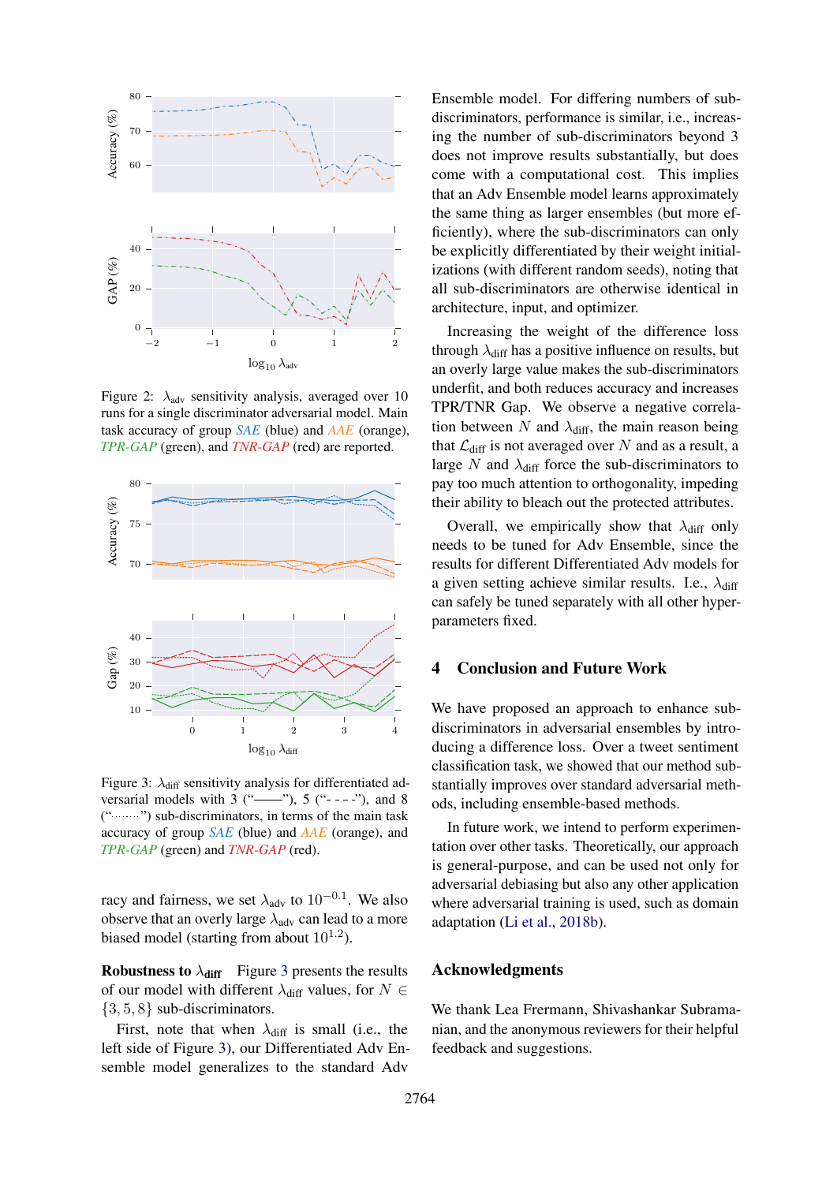Figure 2: $\lambda_{adv}$ sensitivity analysis, averaged over 10 runs for a single discriminator adversarial model. Main task accuracy of group *SAE* (blue) and *AAE* (orange), *TPR-GAP* (green), and *TNR-GAP* (red) are reported.

Figure 3: $\lambda_{diff}$ sensitivity analysis for differentiated adversarial models with 3 ("——"), 5 ("- - - -"), and 8 ("·········") sub-discriminators, in terms of the main task accuracy of group *SAE* (blue) and *AAE* (orange), and *TPR-GAP* (green) and *TNR-GAP* (red).

racy and fairness, we set $\lambda_{adv}$ to $10^{-0.1}$. We also observe that an overly large $\lambda_{adv}$ can lead to a more biased model (starting from about $10^{1.2}$).

**Robustness to $\lambda_{diff}$** Figure 3 presents the results of our model with different $\lambda_{diff}$ values, for $N \in \{3, 5, 8\}$ sub-discriminators.

First, note that when $\lambda_{diff}$ is small (i.e., the left side of Figure 3), our Differentiated Adv Ensemble model generalizes to the standard Adv Ensemble model. For differing numbers of sub-discriminators, performance is similar, i.e., increasing the number of sub-discriminators beyond 3 does not improve results substantially, but does come with a computational cost. This implies that an Adv Ensemble model learns approximately the same thing as larger ensembles (but more efficiently), where the sub-discriminators can only be explicitly differentiated by their weight initializations (with different random seeds), noting that all sub-discriminators are otherwise identical in architecture, input, and optimizer.

Increasing the weight of the difference loss through $\lambda_{diff}$ has a positive influence on results, but an overly large value makes the sub-discriminators underfit, and both reduces accuracy and increases TPR/TNR Gap. We observe a negative correlation between $N$ and $\lambda_{diff}$, the main reason being that $\mathcal{L}_{diff}$ is not averaged over $N$ and as a result, a large $N$ and $\lambda_{diff}$ force the sub-discriminators to pay too much attention to orthogonality, impeding their ability to bleach out the protected attributes.

Overall, we empirically show that $\lambda_{diff}$ only needs to be tuned for Adv Ensemble, since the results for different Differentiated Adv models for a given setting achieve similar results. I.e., $\lambda_{diff}$ can safely be tuned separately with all other hyperparameters fixed.

## 4 Conclusion and Future Work

We have proposed an approach to enhance sub-discriminators in adversarial ensembles by introducing a difference loss. Over a tweet sentiment classification task, we showed that our method substantially improves over standard adversarial methods, including ensemble-based methods.

In future work, we intend to perform experimentation over other tasks. Theoretically, our approach is general-purpose, and can be used not only for adversarial debiasing but also any other application where adversarial training is used, such as domain adaptation (Li et al., 2018b).

## Acknowledgments

We thank Lea Frermann, Shivashankar Subramanian, and the anonymous reviewers for their helpful feedback and suggestions.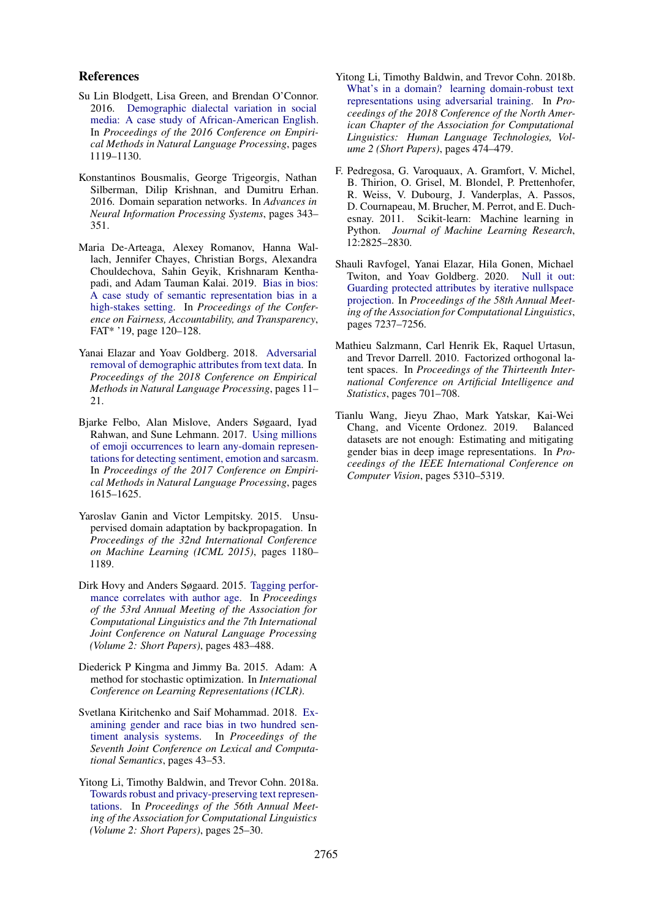## References

Su Lin Blodgett, Lisa Green, and Brendan O'Connor. 2016. Demographic dialectal variation in social media: A case study of African-American English. In *Proceedings of the 2016 Conference on Empirical Methods in Natural Language Processing*, pages 1119–1130.

Konstantinos Bousmalis, George Trigeorgis, Nathan Silberman, Dilip Krishnan, and Dumitru Erhan. 2016. Domain separation networks. In *Advances in Neural Information Processing Systems*, pages 343–351.

Maria De-Arteaga, Alexey Romanov, Hanna Wallach, Jennifer Chayes, Christian Borgs, Alexandra Chouldechova, Sahin Geyik, Krishnaram Kenthapadi, and Adam Tauman Kalai. 2019. Bias in bios: A case study of semantic representation bias in a high-stakes setting. In *Proceedings of the Conference on Fairness, Accountability, and Transparency*, FAT* '19, page 120–128.

Yanai Elazar and Yoav Goldberg. 2018. Adversarial removal of demographic attributes from text data. In *Proceedings of the 2018 Conference on Empirical Methods in Natural Language Processing*, pages 11–21.

Bjarke Felbo, Alan Mislove, Anders Søgaard, Iyad Rahwan, and Sune Lehmann. 2017. Using millions of emoji occurrences to learn any-domain representations for detecting sentiment, emotion and sarcasm. In *Proceedings of the 2017 Conference on Empirical Methods in Natural Language Processing*, pages 1615–1625.

Yaroslav Ganin and Victor Lempitsky. 2015. Unsupervised domain adaptation by backpropagation. In *Proceedings of the 32nd International Conference on Machine Learning (ICML 2015)*, pages 1180–1189.

Dirk Hovy and Anders Søgaard. 2015. Tagging performance correlates with author age. In *Proceedings of the 53rd Annual Meeting of the Association for Computational Linguistics and the 7th International Joint Conference on Natural Language Processing (Volume 2: Short Papers)*, pages 483–488.

Diederick P Kingma and Jimmy Ba. 2015. Adam: A method for stochastic optimization. In *International Conference on Learning Representations (ICLR)*.

Svetlana Kiritchenko and Saif Mohammad. 2018. Examining gender and race bias in two hundred sentiment analysis systems. In *Proceedings of the Seventh Joint Conference on Lexical and Computational Semantics*, pages 43–53.

Yitong Li, Timothy Baldwin, and Trevor Cohn. 2018a. Towards robust and privacy-preserving text representations. In *Proceedings of the 56th Annual Meeting of the Association for Computational Linguistics (Volume 2: Short Papers)*, pages 25–30.

Yitong Li, Timothy Baldwin, and Trevor Cohn. 2018b. What's in a domain? learning domain-robust text representations using adversarial training. In *Proceedings of the 2018 Conference of the North American Chapter of the Association for Computational Linguistics: Human Language Technologies, Volume 2 (Short Papers)*, pages 474–479.

F. Pedregosa, G. Varoquaux, A. Gramfort, V. Michel, B. Thirion, O. Grisel, M. Blondel, P. Prettenhofer, R. Weiss, V. Dubourg, J. Vanderplas, A. Passos, D. Cournapeau, M. Brucher, M. Perrot, and E. Duchesnay. 2011. Scikit-learn: Machine learning in Python. *Journal of Machine Learning Research*, 12:2825–2830.

Shauli Ravfogel, Yanai Elazar, Hila Gonen, Michael Twiton, and Yoav Goldberg. 2020. Null it out: Guarding protected attributes by iterative nullspace projection. In *Proceedings of the 58th Annual Meeting of the Association for Computational Linguistics*, pages 7237–7256.

Mathieu Salzmann, Carl Henrik Ek, Raquel Urtasun, and Trevor Darrell. 2010. Factorized orthogonal latent spaces. In *Proceedings of the Thirteenth International Conference on Artificial Intelligence and Statistics*, pages 701–708.

Tianlu Wang, Jieyu Zhao, Mark Yatskar, Kai-Wei Chang, and Vicente Ordonez. 2019. Balanced datasets are not enough: Estimating and mitigating gender bias in deep image representations. In *Proceedings of the IEEE International Conference on Computer Vision*, pages 5310–5319.